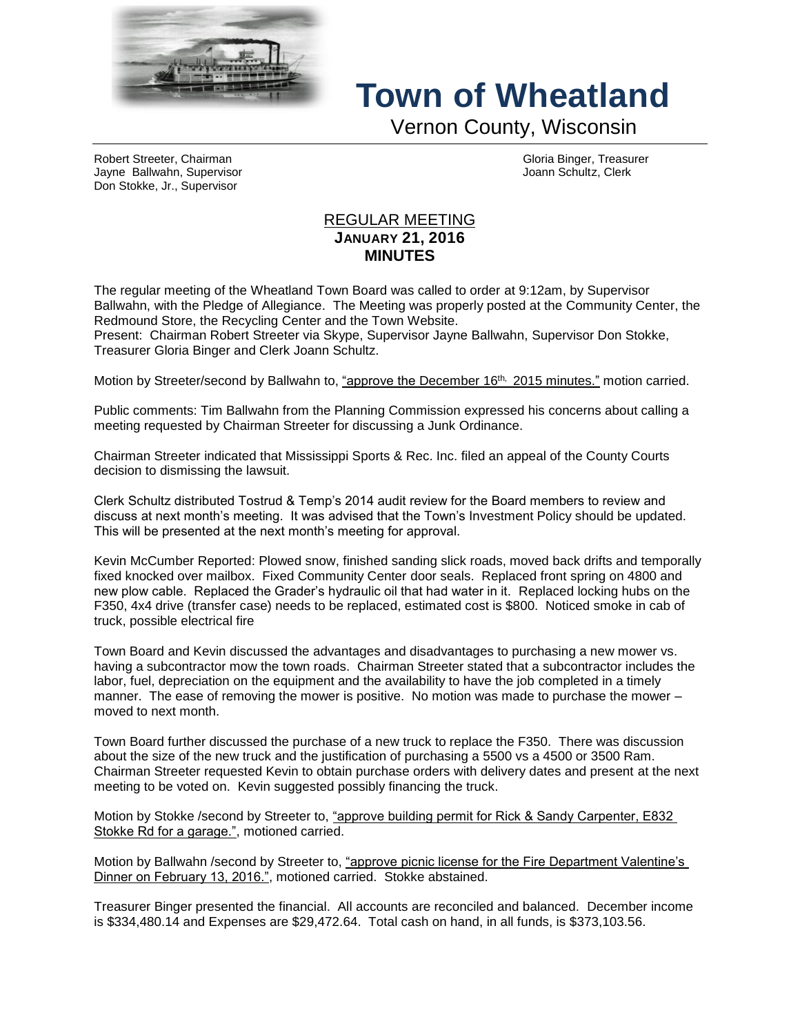# Town of Wheatland

Vernon County, Wisconsin

Robert Streeter, Chairman
Jayne Ballwahn, Supervisor
Don Stokke, Jr., Supervisor

Gloria Binger, Treasurer
Joann Schultz, Clerk

## REGULAR MEETING
## JANUARY 21, 2016
## MINUTES

The regular meeting of the Wheatland Town Board was called to order at 9:12am, by Supervisor Ballwahn, with the Pledge of Allegiance. The Meeting was properly posted at the Community Center, the Redmound Store, the Recycling Center and the Town Website.
Present: Chairman Robert Streeter via Skype, Supervisor Jayne Ballwahn, Supervisor Don Stokke, Treasurer Gloria Binger and Clerk Joann Schultz.

Motion by Streeter/second by Ballwahn to, "approve the December 16th, 2015 minutes." motion carried.

Public comments: Tim Ballwahn from the Planning Commission expressed his concerns about calling a meeting requested by Chairman Streeter for discussing a Junk Ordinance.

Chairman Streeter indicated that Mississippi Sports & Rec. Inc. filed an appeal of the County Courts decision to dismissing the lawsuit.

Clerk Schultz distributed Tostrud & Temp's 2014 audit review for the Board members to review and discuss at next month's meeting. It was advised that the Town's Investment Policy should be updated. This will be presented at the next month's meeting for approval.

Kevin McCumber Reported: Plowed snow, finished sanding slick roads, moved back drifts and temporally fixed knocked over mailbox. Fixed Community Center door seals. Replaced front spring on 4800 and new plow cable. Replaced the Grader's hydraulic oil that had water in it. Replaced locking hubs on the F350, 4x4 drive (transfer case) needs to be replaced, estimated cost is $800. Noticed smoke in cab of truck, possible electrical fire

Town Board and Kevin discussed the advantages and disadvantages to purchasing a new mower vs. having a subcontractor mow the town roads. Chairman Streeter stated that a subcontractor includes the labor, fuel, depreciation on the equipment and the availability to have the job completed in a timely manner. The ease of removing the mower is positive. No motion was made to purchase the mower – moved to next month.

Town Board further discussed the purchase of a new truck to replace the F350. There was discussion about the size of the new truck and the justification of purchasing a 5500 vs a 4500 or 3500 Ram. Chairman Streeter requested Kevin to obtain purchase orders with delivery dates and present at the next meeting to be voted on. Kevin suggested possibly financing the truck.

Motion by Stokke /second by Streeter to, "approve building permit for Rick & Sandy Carpenter, E832 Stokke Rd for a garage.", motioned carried.

Motion by Ballwahn /second by Streeter to, "approve picnic license for the Fire Department Valentine's Dinner on February 13, 2016.", motioned carried. Stokke abstained.

Treasurer Binger presented the financial. All accounts are reconciled and balanced. December income is $334,480.14 and Expenses are $29,472.64. Total cash on hand, in all funds, is $373,103.56.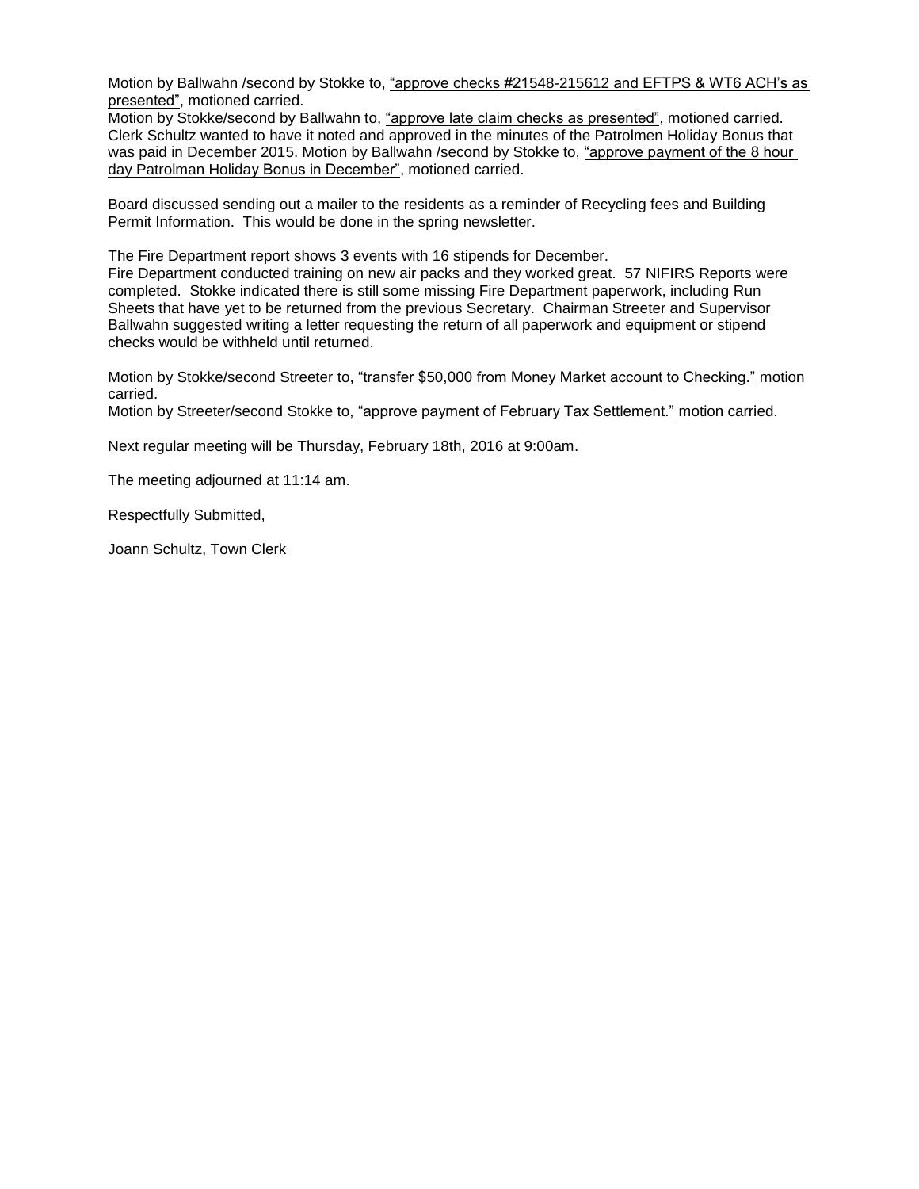Motion by Ballwahn /second by Stokke to, "approve checks #21548-215612 and EFTPS & WT6 ACH's as presented", motioned carried.
Motion by Stokke/second by Ballwahn to, "approve late claim checks as presented", motioned carried. Clerk Schultz wanted to have it noted and approved in the minutes of the Patrolmen Holiday Bonus that was paid in December 2015. Motion by Ballwahn /second by Stokke to, "approve payment of the 8 hour day Patrolman Holiday Bonus in December", motioned carried.

Board discussed sending out a mailer to the residents as a reminder of Recycling fees and Building Permit Information. This would be done in the spring newsletter.

The Fire Department report shows 3 events with 16 stipends for December.
Fire Department conducted training on new air packs and they worked great. 57 NIFIRS Reports were completed. Stokke indicated there is still some missing Fire Department paperwork, including Run Sheets that have yet to be returned from the previous Secretary. Chairman Streeter and Supervisor Ballwahn suggested writing a letter requesting the return of all paperwork and equipment or stipend checks would be withheld until returned.

Motion by Stokke/second Streeter to, "transfer $50,000 from Money Market account to Checking." motion carried.
Motion by Streeter/second Stokke to, "approve payment of February Tax Settlement." motion carried.

Next regular meeting will be Thursday, February 18th, 2016 at 9:00am.

The meeting adjourned at 11:14 am.

Respectfully Submitted,

Joann Schultz, Town Clerk